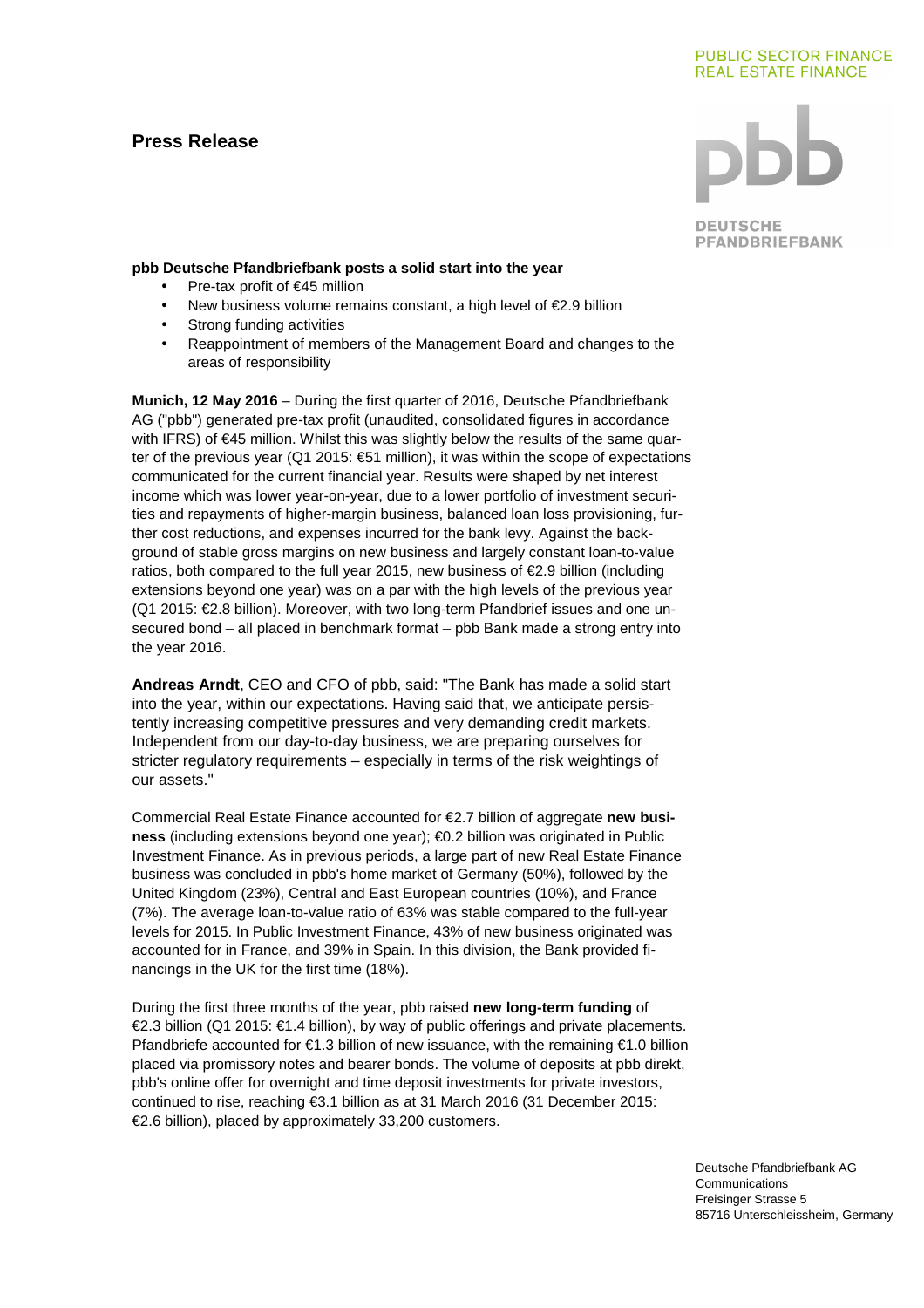PUBLIC SECTOR FINANCE
REAL ESTATE FINANCE

# Press Release

**pbb Deutsche Pfandbriefbank posts a solid start into the year**

- Pre-tax profit of €45 million
- New business volume remains constant, a high level of €2.9 billion
- Strong funding activities
- Reappointment of members of the Management Board and changes to the areas of responsibility

**Munich, 12 May 2016** – During the first quarter of 2016, Deutsche Pfandbriefbank AG ("pbb") generated pre-tax profit (unaudited, consolidated figures in accordance with IFRS) of €45 million. Whilst this was slightly below the results of the same quarter of the previous year (Q1 2015: €51 million), it was within the scope of expectations communicated for the current financial year. Results were shaped by net interest income which was lower year-on-year, due to a lower portfolio of investment securities and repayments of higher-margin business, balanced loan loss provisioning, further cost reductions, and expenses incurred for the bank levy. Against the background of stable gross margins on new business and largely constant loan-to-value ratios, both compared to the full year 2015, new business of €2.9 billion (including extensions beyond one year) was on a par with the high levels of the previous year (Q1 2015: €2.8 billion). Moreover, with two long-term Pfandbrief issues and one unsecured bond – all placed in benchmark format – pbb Bank made a strong entry into the year 2016.

**Andreas Arndt**, CEO and CFO of pbb, said: "The Bank has made a solid start into the year, within our expectations. Having said that, we anticipate persistently increasing competitive pressures and very demanding credit markets. Independent from our day-to-day business, we are preparing ourselves for stricter regulatory requirements – especially in terms of the risk weightings of our assets."

Commercial Real Estate Finance accounted for €2.7 billion of aggregate **new business** (including extensions beyond one year); €0.2 billion was originated in Public Investment Finance. As in previous periods, a large part of new Real Estate Finance business was concluded in pbb's home market of Germany (50%), followed by the United Kingdom (23%), Central and East European countries (10%), and France (7%). The average loan-to-value ratio of 63% was stable compared to the full-year levels for 2015. In Public Investment Finance, 43% of new business originated was accounted for in France, and 39% in Spain. In this division, the Bank provided financings in the UK for the first time (18%).

During the first three months of the year, pbb raised **new long-term funding** of €2.3 billion (Q1 2015: €1.4 billion), by way of public offerings and private placements. Pfandbriefe accounted for €1.3 billion of new issuance, with the remaining €1.0 billion placed via promissory notes and bearer bonds. The volume of deposits at pbb direkt, pbb's online offer for overnight and time deposit investments for private investors, continued to rise, reaching €3.1 billion as at 31 March 2016 (31 December 2015: €2.6 billion), placed by approximately 33,200 customers.

Deutsche Pfandbriefbank AG
Communications
Freisinger Strasse 5
85716 Unterschleissheim, Germany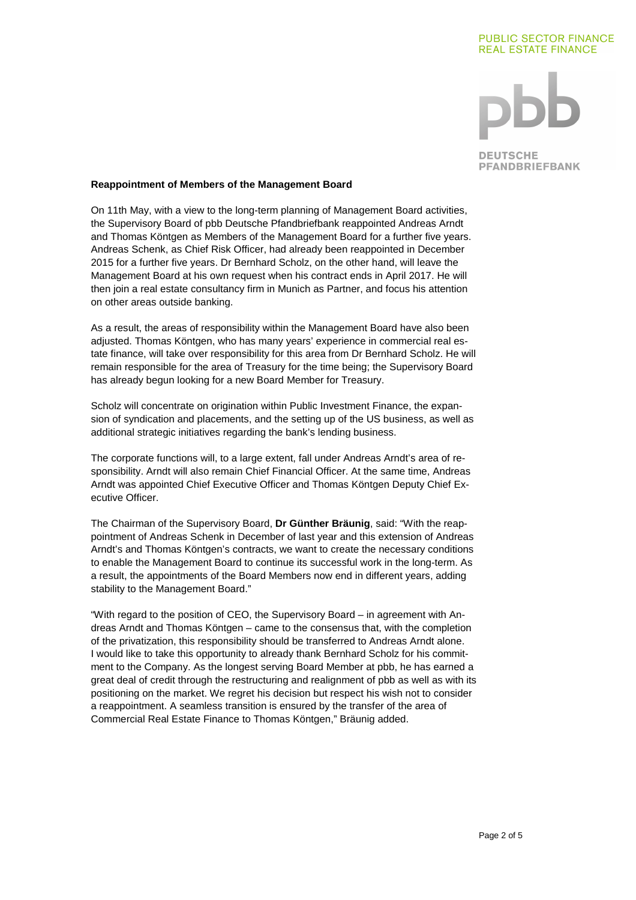**Reappointment of Members of the Management Board**

On 11th May, with a view to the long-term planning of Management Board activities, the Supervisory Board of pbb Deutsche Pfandbriefbank reappointed Andreas Arndt and Thomas Köntgen as Members of the Management Board for a further five years. Andreas Schenk, as Chief Risk Officer, had already been reappointed in December 2015 for a further five years. Dr Bernhard Scholz, on the other hand, will leave the Management Board at his own request when his contract ends in April 2017. He will then join a real estate consultancy firm in Munich as Partner, and focus his attention on other areas outside banking.

As a result, the areas of responsibility within the Management Board have also been adjusted. Thomas Köntgen, who has many years' experience in commercial real estate finance, will take over responsibility for this area from Dr Bernhard Scholz. He will remain responsible for the area of Treasury for the time being; the Supervisory Board has already begun looking for a new Board Member for Treasury.

Scholz will concentrate on origination within Public Investment Finance, the expansion of syndication and placements, and the setting up of the US business, as well as additional strategic initiatives regarding the bank's lending business.

The corporate functions will, to a large extent, fall under Andreas Arndt's area of responsibility. Arndt will also remain Chief Financial Officer. At the same time, Andreas Arndt was appointed Chief Executive Officer and Thomas Köntgen Deputy Chief Executive Officer.

The Chairman of the Supervisory Board, **Dr Günther Bräunig**, said: "With the reappointment of Andreas Schenk in December of last year and this extension of Andreas Arndt's and Thomas Köntgen's contracts, we want to create the necessary conditions to enable the Management Board to continue its successful work in the long-term. As a result, the appointments of the Board Members now end in different years, adding stability to the Management Board."

"With regard to the position of CEO, the Supervisory Board – in agreement with Andreas Arndt and Thomas Köntgen – came to the consensus that, with the completion of the privatization, this responsibility should be transferred to Andreas Arndt alone. I would like to take this opportunity to already thank Bernhard Scholz for his commitment to the Company. As the longest serving Board Member at pbb, he has earned a great deal of credit through the restructuring and realignment of pbb as well as with its positioning on the market. We regret his decision but respect his wish not to consider a reappointment. A seamless transition is ensured by the transfer of the area of Commercial Real Estate Finance to Thomas Köntgen," Bräunig added.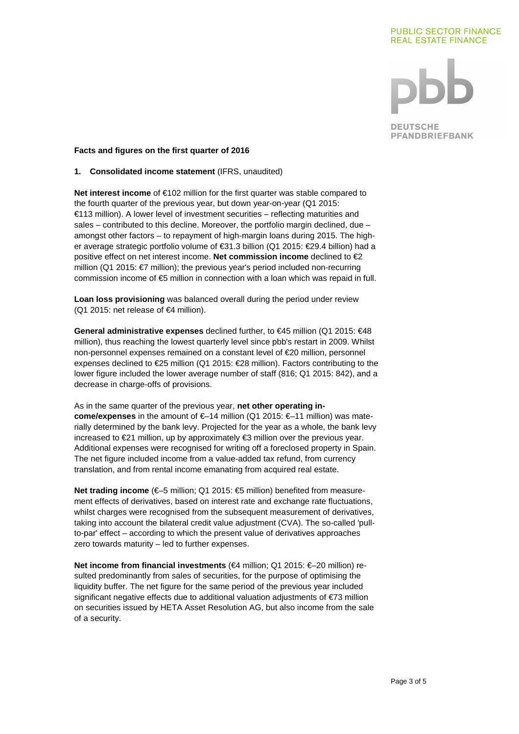**Facts and figures on the first quarter of 2016**

1. **Consolidated income statement** (IFRS, unaudited)

**Net interest income** of €102 million for the first quarter was stable compared to the fourth quarter of the previous year, but down year-on-year (Q1 2015: €113 million). A lower level of investment securities – reflecting maturities and sales – contributed to this decline. Moreover, the portfolio margin declined, due – amongst other factors – to repayment of high-margin loans during 2015. The higher average strategic portfolio volume of €31.3 billion (Q1 2015: €29.4 billion) had a positive effect on net interest income. **Net commission income** declined to €2 million (Q1 2015: €7 million); the previous year's period included non-recurring commission income of €5 million in connection with a loan which was repaid in full.

**Loan loss provisioning** was balanced overall during the period under review (Q1 2015: net release of €4 million).

**General administrative expenses** declined further, to €45 million (Q1 2015: €48 million), thus reaching the lowest quarterly level since pbb's restart in 2009. Whilst non-personnel expenses remained on a constant level of €20 million, personnel expenses declined to €25 million (Q1 2015: €28 million). Factors contributing to the lower figure included the lower average number of staff (816; Q1 2015: 842), and a decrease in charge-offs of provisions.

As in the same quarter of the previous year, **net other operating income/expenses** in the amount of €–14 million (Q1 2015: €–11 million) was materially determined by the bank levy. Projected for the year as a whole, the bank levy increased to €21 million, up by approximately €3 million over the previous year. Additional expenses were recognised for writing off a foreclosed property in Spain. The net figure included income from a value-added tax refund, from currency translation, and from rental income emanating from acquired real estate.

**Net trading income** (€–5 million; Q1 2015: €5 million) benefited from measurement effects of derivatives, based on interest rate and exchange rate fluctuations, whilst charges were recognised from the subsequent measurement of derivatives, taking into account the bilateral credit value adjustment (CVA). The so-called 'pull-to-par' effect – according to which the present value of derivatives approaches zero towards maturity – led to further expenses.

**Net income from financial investments** (€4 million; Q1 2015: €–20 million) resulted predominantly from sales of securities, for the purpose of optimising the liquidity buffer. The net figure for the same period of the previous year included significant negative effects due to additional valuation adjustments of €73 million on securities issued by HETA Asset Resolution AG, but also income from the sale of a security.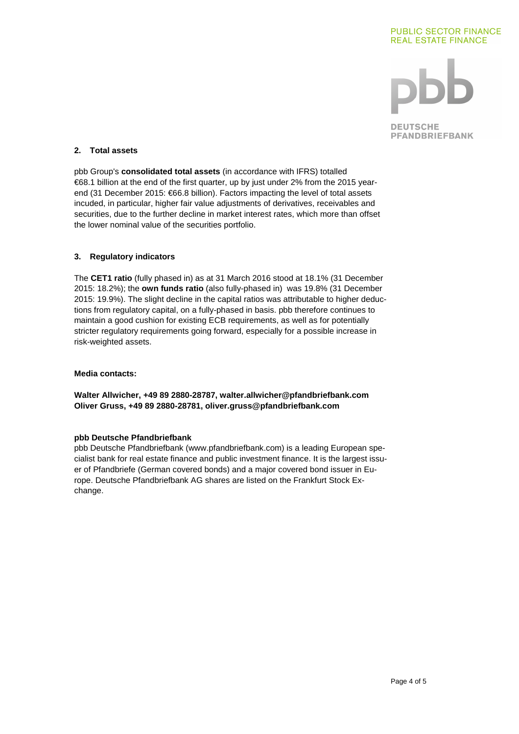## 2. Total assets

pbb Group's **consolidated total assets** (in accordance with IFRS) totalled €68.1 billion at the end of the first quarter, up by just under 2% from the 2015 year-end (31 December 2015: €66.8 billion). Factors impacting the level of total assets incuded, in particular, higher fair value adjustments of derivatives, receivables and securities, due to the further decline in market interest rates, which more than offset the lower nominal value of the securities portfolio.

## 3. Regulatory indicators

The **CET1 ratio** (fully phased in) as at 31 March 2016 stood at 18.1% (31 December 2015: 18.2%); the **own funds ratio** (also fully-phased in) was 19.8% (31 December 2015: 19.9%). The slight decline in the capital ratios was attributable to higher deductions from regulatory capital, on a fully-phased in basis. pbb therefore continues to maintain a good cushion for existing ECB requirements, as well as for potentially stricter regulatory requirements going forward, especially for a possible increase in risk-weighted assets.

**Media contacts:**

**Walter Allwicher, +49 89 2880-28787, walter.allwicher@pfandbriefbank.com**
**Oliver Gruss, +49 89 2880-28781, oliver.gruss@pfandbriefbank.com**

**pbb Deutsche Pfandbriefbank**
pbb Deutsche Pfandbriefbank (www.pfandbriefbank.com) is a leading European specialist bank for real estate finance and public investment finance. It is the largest issuer of Pfandbriefe (German covered bonds) and a major covered bond issuer in Europe. Deutsche Pfandbriefbank AG shares are listed on the Frankfurt Stock Exchange.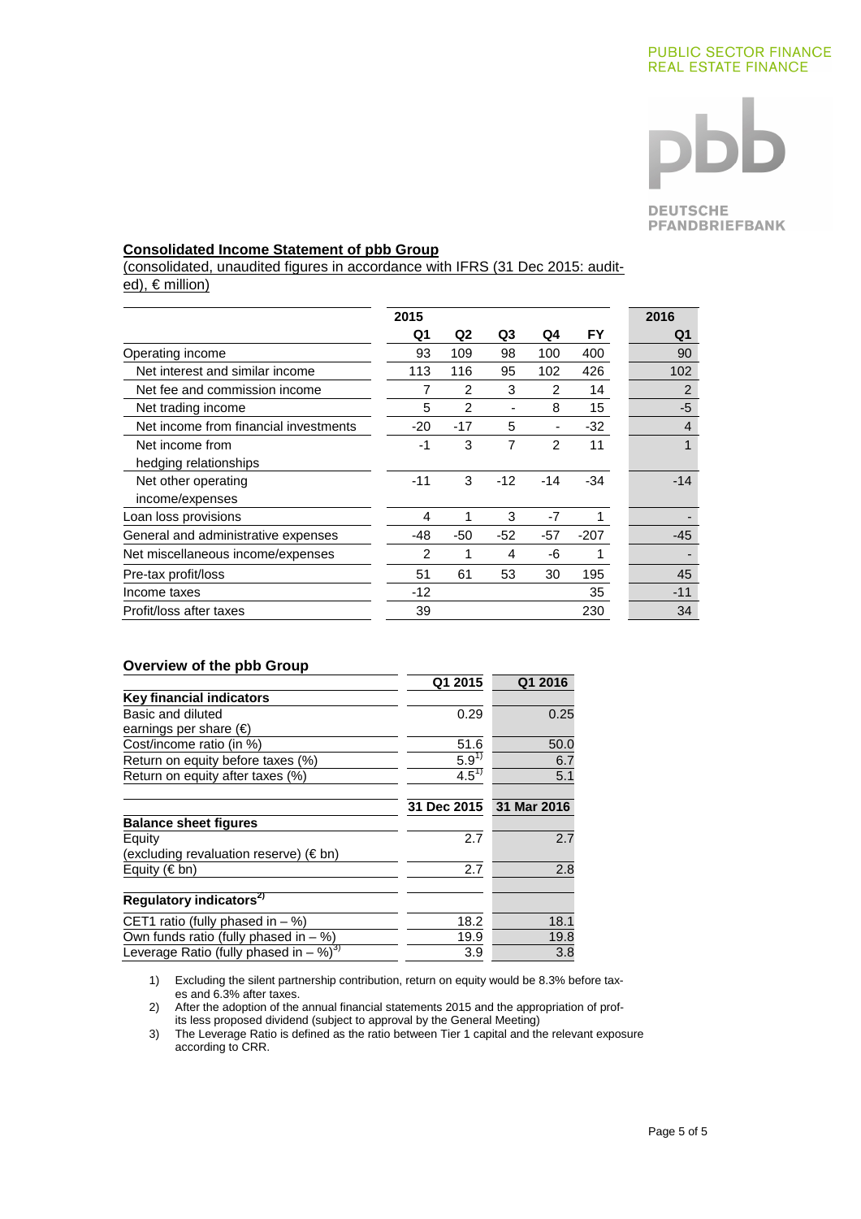PUBLIC SECTOR FINANCE
REAL ESTATE FINANCE

pbb DEUTSCHE PFANDBRIEFBANK

**Consolidated Income Statement of pbb Group**

(consolidated, unaudited figures in accordance with IFRS (31 Dec 2015: audited), € million)

| | 2015 | | | | | 2016 |
|---|---|---|---|---|---|---|
| | Q1 | Q2 | Q3 | Q4 | FY | Q1 |
| Operating income | 93 | 109 | 98 | 100 | 400 | 90 |
| Net interest and similar income | 113 | 116 | 95 | 102 | 426 | 102 |
| Net fee and commission income | 7 | 2 | 3 | 2 | 14 | 2 |
| Net trading income | 5 | 2 | - | 8 | 15 | -5 |
| Net income from financial investments | -20 | -17 | 5 | - | -32 | 4 |
| Net income from hedging relationships | -1 | 3 | 7 | 2 | 11 | 1 |
| Net other operating income/expenses | -11 | 3 | -12 | -14 | -34 | -14 |
| Loan loss provisions | 4 | 1 | 3 | -7 | 1 | - |
| General and administrative expenses | -48 | -50 | -52 | -57 | -207 | -45 |
| Net miscellaneous income/expenses | 2 | 1 | 4 | -6 | 1 | - |
| Pre-tax profit/loss | 51 | 61 | 53 | 30 | 195 | 45 |
| Income taxes | -12 | | | | 35 | -11 |
| Profit/loss after taxes | 39 | | | | 230 | 34 |

**Overview of the pbb Group**

| | Q1 2015 | Q1 2016 |
|---|---|---|
| **Key financial indicators** | | |
| Basic and diluted earnings per share (€) | 0.29 | 0.25 |
| Cost/income ratio (in %) | 51.6 | 50.0 |
| Return on equity before taxes (%) | 5.9[1)] | 6.7 |
| Return on equity after taxes (%) | 4.5[1)] | 5.1 |
| | **31 Dec 2015** | **31 Mar 2016** |
| **Balance sheet figures** | | |
| Equity (excluding revaluation reserve) (€ bn) | 2.7 | 2.7 |
| Equity (€ bn) | 2.7 | 2.8 |
| **Regulatory indicators[2)]** | | |
| CET1 ratio (fully phased in – %) | 18.2 | 18.1 |
| Own funds ratio (fully phased in – %) | 19.9 | 19.8 |
| Leverage Ratio (fully phased in – %)[3)] | 3.9 | 3.8 |

1) Excluding the silent partnership contribution, return on equity would be 8.3% before taxes and 6.3% after taxes.
2) After the adoption of the annual financial statements 2015 and the appropriation of profits less proposed dividend (subject to approval by the General Meeting)
3) The Leverage Ratio is defined as the ratio between Tier 1 capital and the relevant exposure according to CRR.